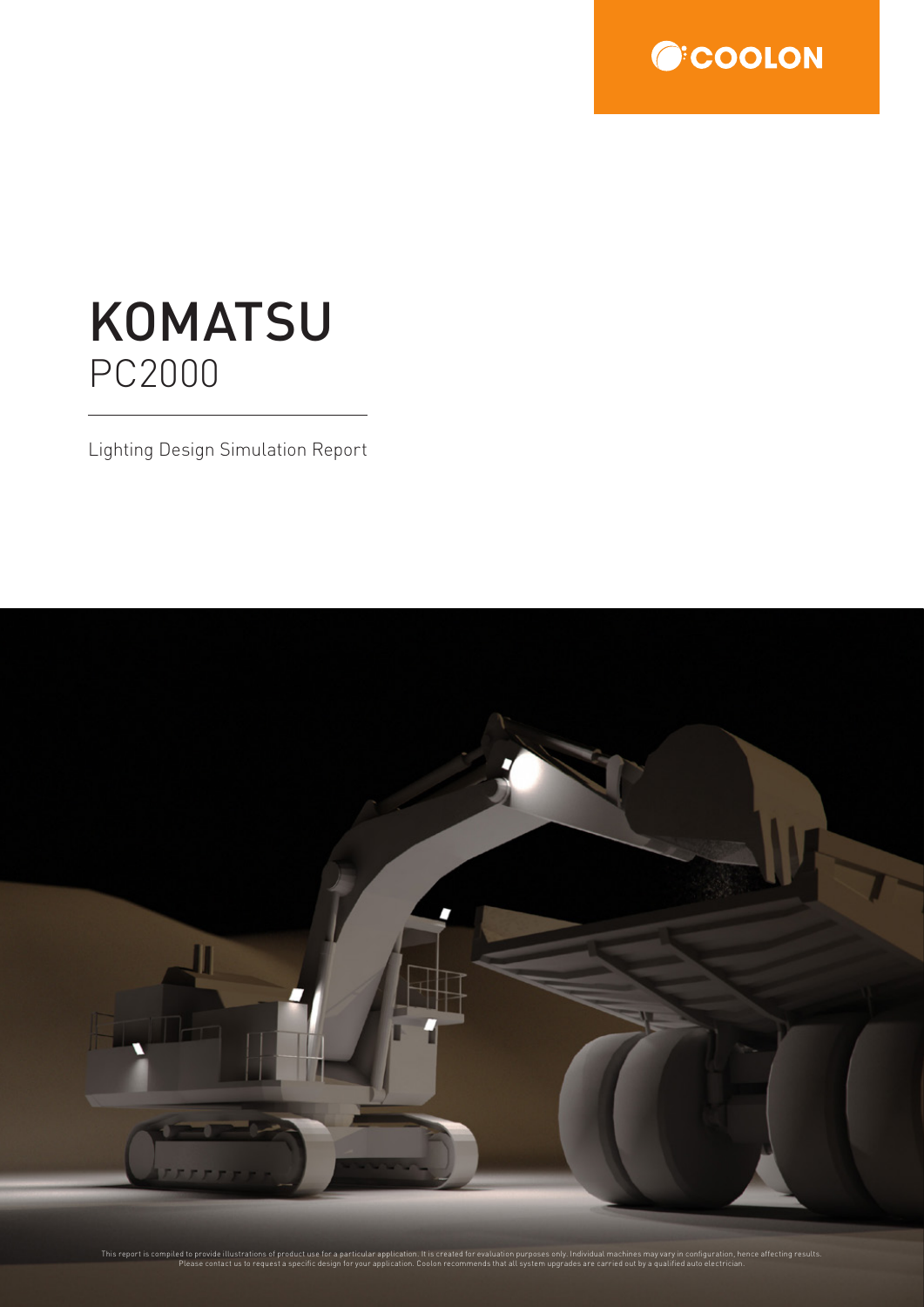COOLON

# KOMATSU
## PC2000

Lighting Design Simulation Report

This report is compiled to provide illustrations of product use for a particular application. It is created for evaluation purposes only. Individual machines may vary in configuration, hence affecting results. Please contact us to request a specific design for your application. Coolon recommends that all system upgrades are carried out by a qualified auto electrician.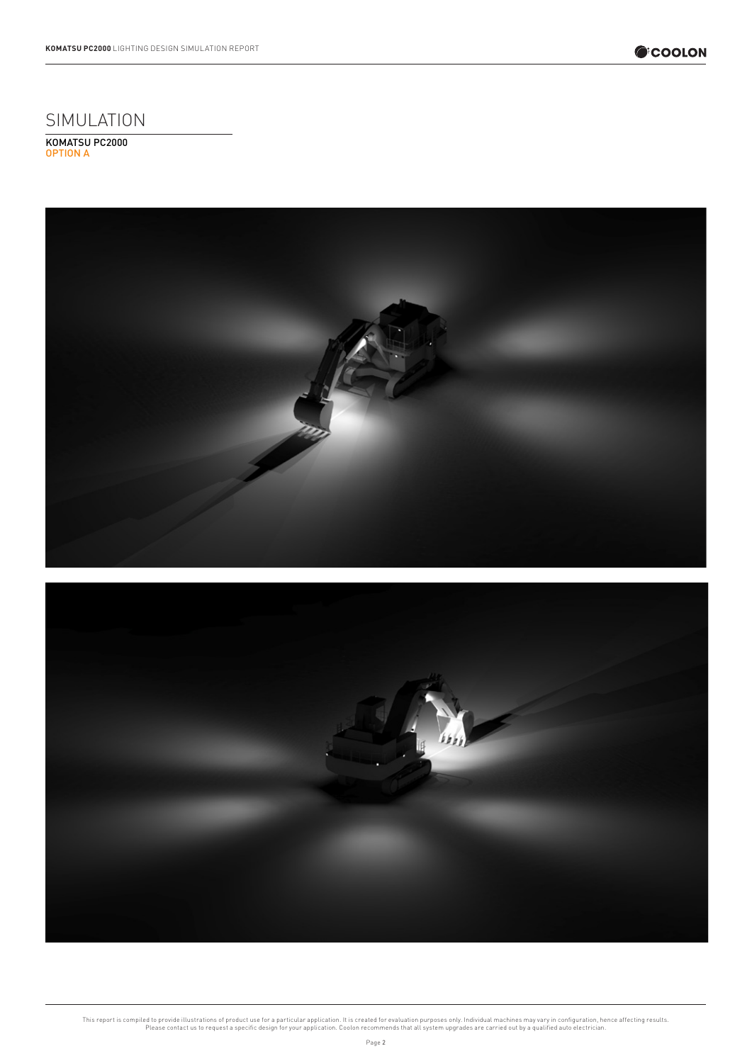# SIMULATION

**KOMATSU PC2000**
OPTION A

This report is compiled to provide illustrations of product use for a particular application. It is created for evaluation purposes only. Individual machines may vary in configuration, hence affecting results. Please contact us to request a specific design for your application. Coolon recommends that all system upgrades are carried out by a qualified auto electrician.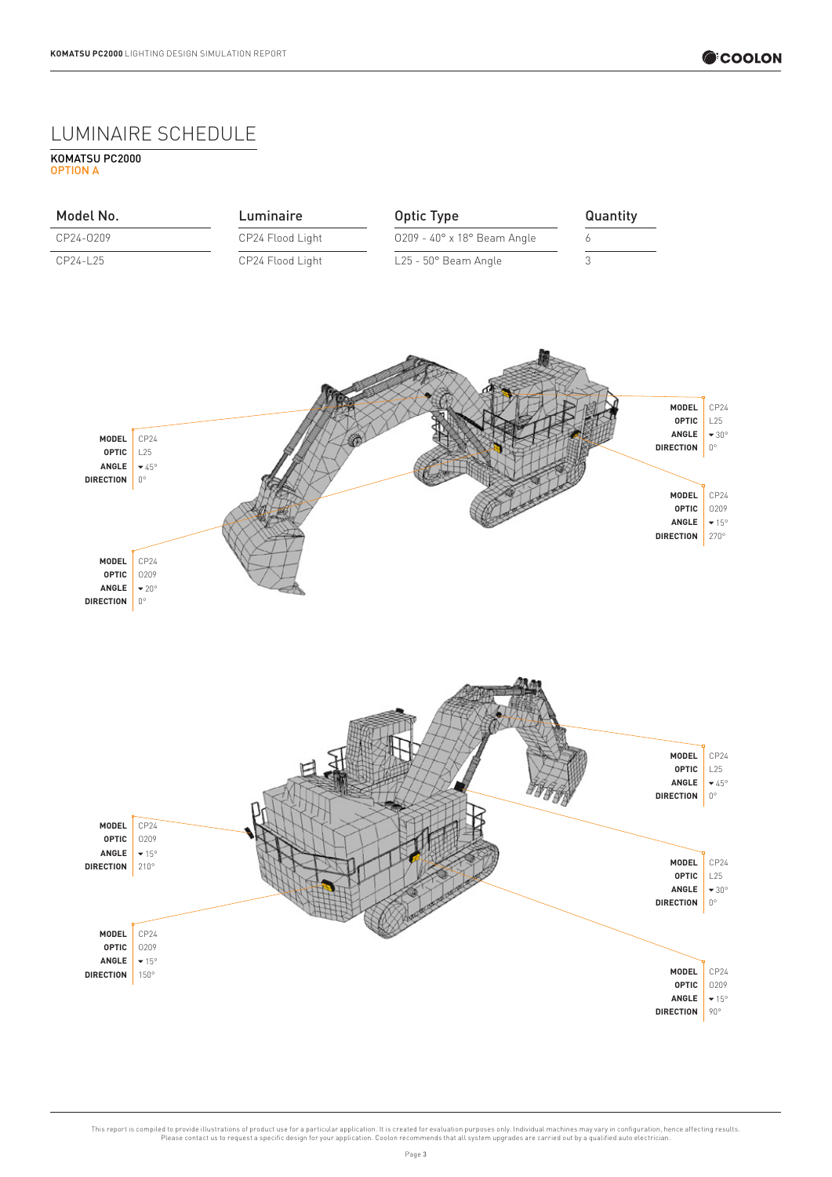# LUMINAIRE SCHEDULE

KOMATSU PC2000
OPTION A

| Model No. | Luminaire | Optic Type | Quantity |
| --- | --- | --- | --- |
| CP24-O209 | CP24 Flood Light | O209 - 40° x 18° Beam Angle | 6 |
| CP24-L25 | CP24 Flood Light | L25 - 50° Beam Angle | 3 |

**MODEL** CP24
**OPTIC** L25
**ANGLE** ▼45°
**DIRECTION** 0°

**MODEL** CP24
**OPTIC** O209
**ANGLE** ▼20°
**DIRECTION** 0°

**MODEL** CP24
**OPTIC** L25
**ANGLE** ▼30°
**DIRECTION** 0°

**MODEL** CP24
**OPTIC** O209
**ANGLE** ▼15°
**DIRECTION** 270°

**MODEL** CP24
**OPTIC** O209
**ANGLE** ▼15°
**DIRECTION** 210°

**MODEL** CP24
**OPTIC** O209
**ANGLE** ▼15°
**DIRECTION** 150°

**MODEL** CP24
**OPTIC** L25
**ANGLE** ▼45°
**DIRECTION** 0°

**MODEL** CP24
**OPTIC** L25
**ANGLE** ▼30°
**DIRECTION** 0°

**MODEL** CP24
**OPTIC** O209
**ANGLE** ▼15°
**DIRECTION** 90°

This report is compiled to provide illustrations of product use for a particular application. It is created for evaluation purposes only. Individual machines may vary in configuration, hence affecting results. Please contact us to request a specific design for your application. Coolon recommends that all system upgrades are carried out by a qualified auto electrician.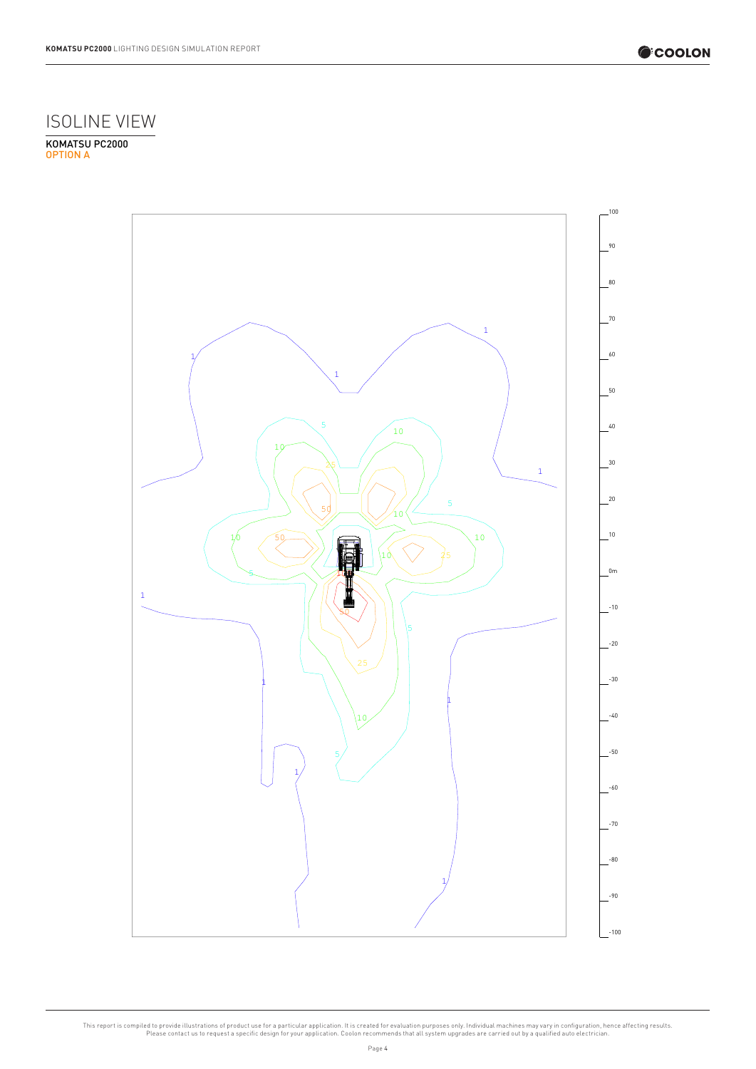# ISOLINE VIEW

**KOMATSU PC2000**
OPTION A

This report is compiled to provide illustrations of product use for a particular application. It is created for evaluation purposes only. Individual machines may vary in configuration, hence affecting results. Please contact us to request a specific design for your application. Coolon recommends that all system upgrades are carried out by a qualified auto electrician.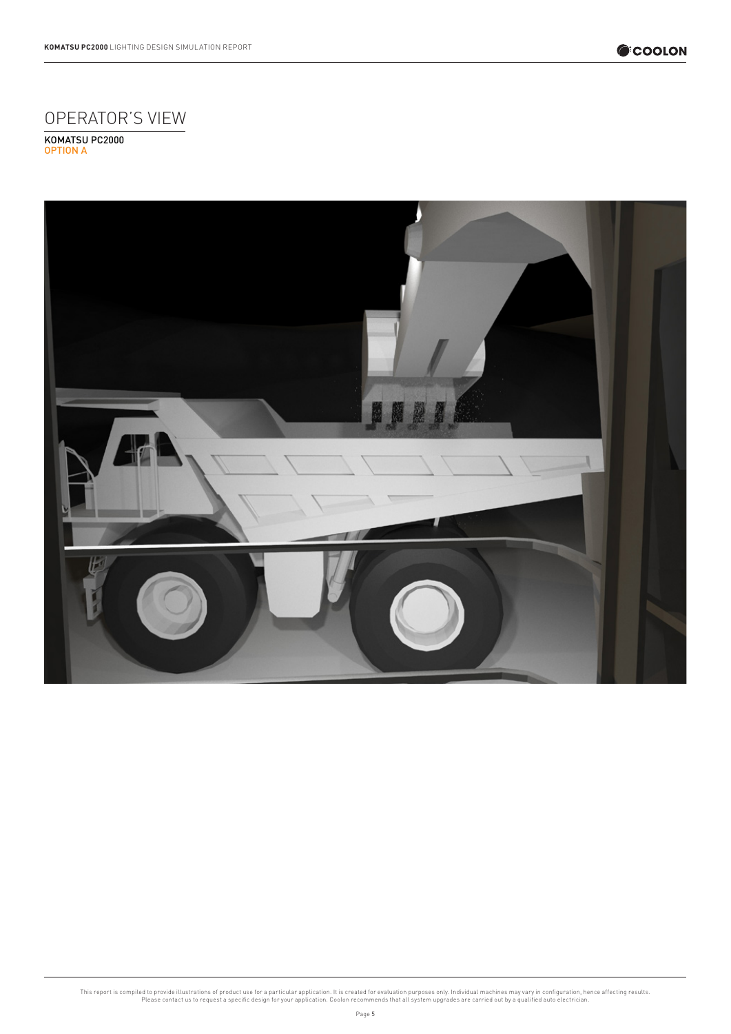# OPERATOR'S VIEW

KOMATSU PC2000
OPTION A

This report is compiled to provide illustrations of product use for a particular application. It is created for evaluation purposes only. Individual machines may vary in configuration, hence affecting results. Please contact us to request a specific design for your application. Coolon recommends that all system upgrades are carried out by a qualified auto electrician.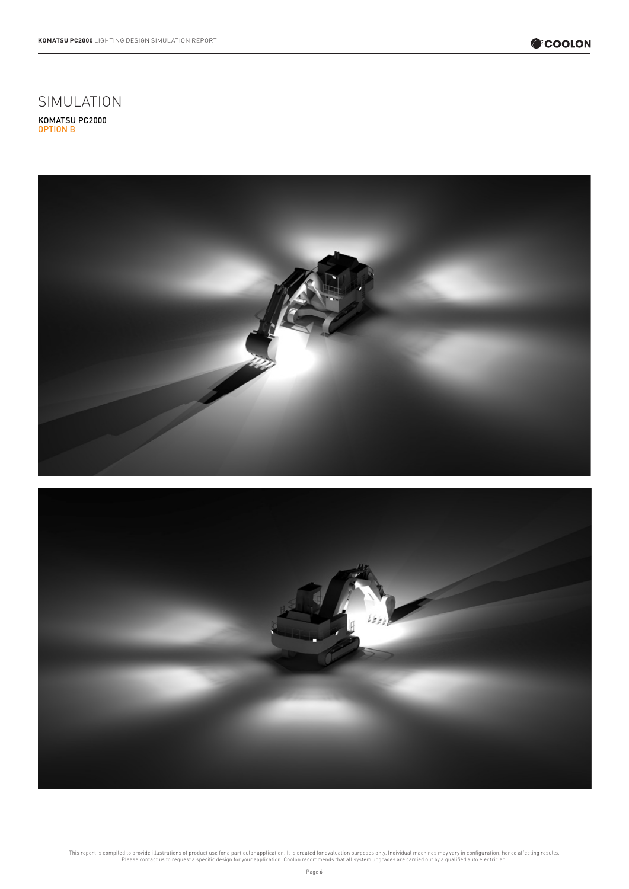# SIMULATION

**KOMATSU PC2000**
OPTION B

This report is compiled to provide illustrations of product use for a particular application. It is created for evaluation purposes only. Individual machines may vary in configuration, hence affecting results. Please contact us to request a specific design for your application. Coolon recommends that all system upgrades are carried out by a qualified auto electrician.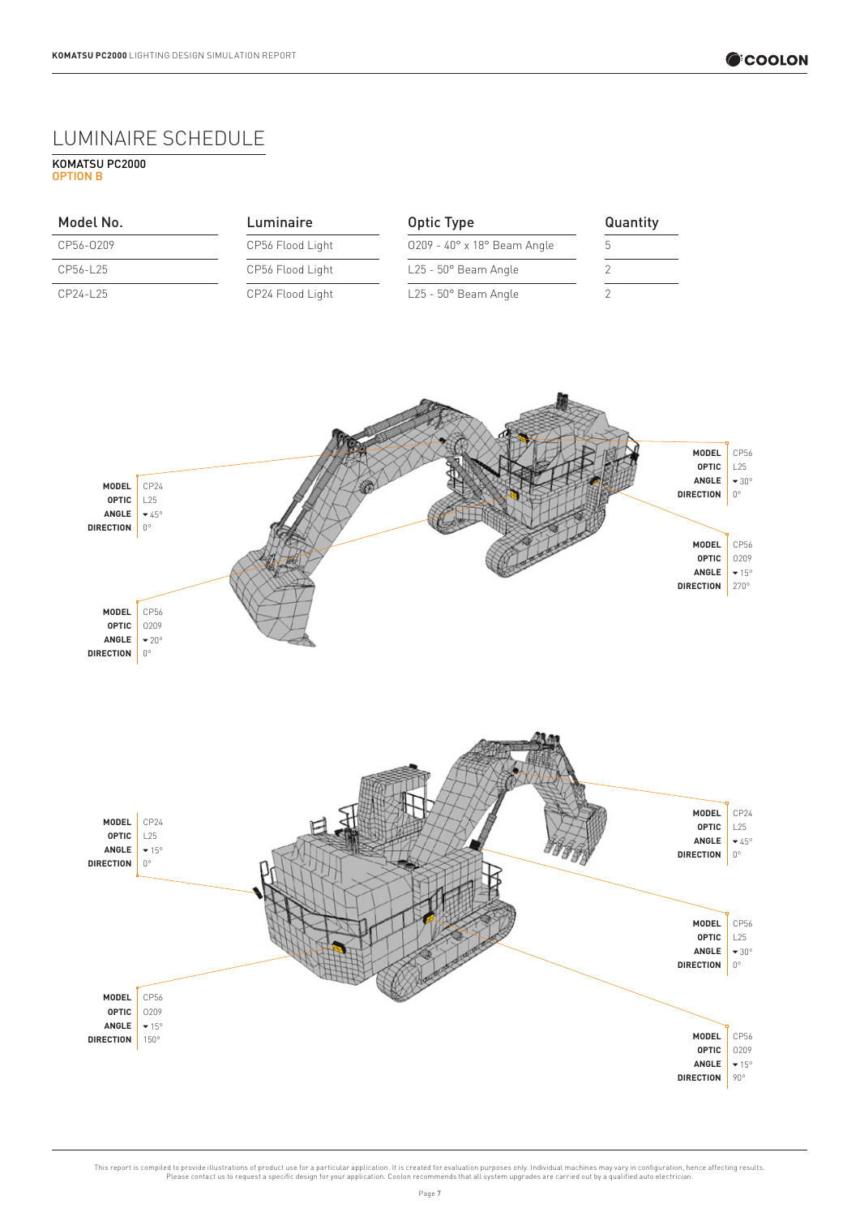# LUMINAIRE SCHEDULE

KOMATSU PC2000
OPTION B

| Model No. | Luminaire | Optic Type | Quantity |
|---|---|---|---|
| CP56-0209 | CP56 Flood Light | 0209 - 40° x 18° Beam Angle | 5 |
| CP56-L25 | CP56 Flood Light | L25 - 50° Beam Angle | 2 |
| CP24-L25 | CP24 Flood Light | L25 - 50° Beam Angle | 2 |

**MODEL** CP24
**OPTIC** L25
**ANGLE** ▾45°
**DIRECTION** 0°

**MODEL** CP56
**OPTIC** 0209
**ANGLE** ▾20°
**DIRECTION** 0°

**MODEL** CP56
**OPTIC** L25
**ANGLE** ▾30°
**DIRECTION** 0°

**MODEL** CP56
**OPTIC** 0209
**ANGLE** ▾15°
**DIRECTION** 270°

**MODEL** CP24
**OPTIC** L25
**ANGLE** ▾15°
**DIRECTION** 0°

**MODEL** CP56
**OPTIC** 0209
**ANGLE** ▾15°
**DIRECTION** 150°

**MODEL** CP24
**OPTIC** L25
**ANGLE** ▾45°
**DIRECTION** 0°

**MODEL** CP56
**OPTIC** L25
**ANGLE** ▾30°
**DIRECTION** 0°

**MODEL** CP56
**OPTIC** 0209
**ANGLE** ▾15°
**DIRECTION** 90°

This report is compiled to provide illustrations of product use for a particular application. It is created for evaluation purposes only. Individual machines may vary in configuration, hence affecting results. Please contact us to request a specific design for your application. Coolon recommends that all system upgrades are carried out by a qualified auto electrician.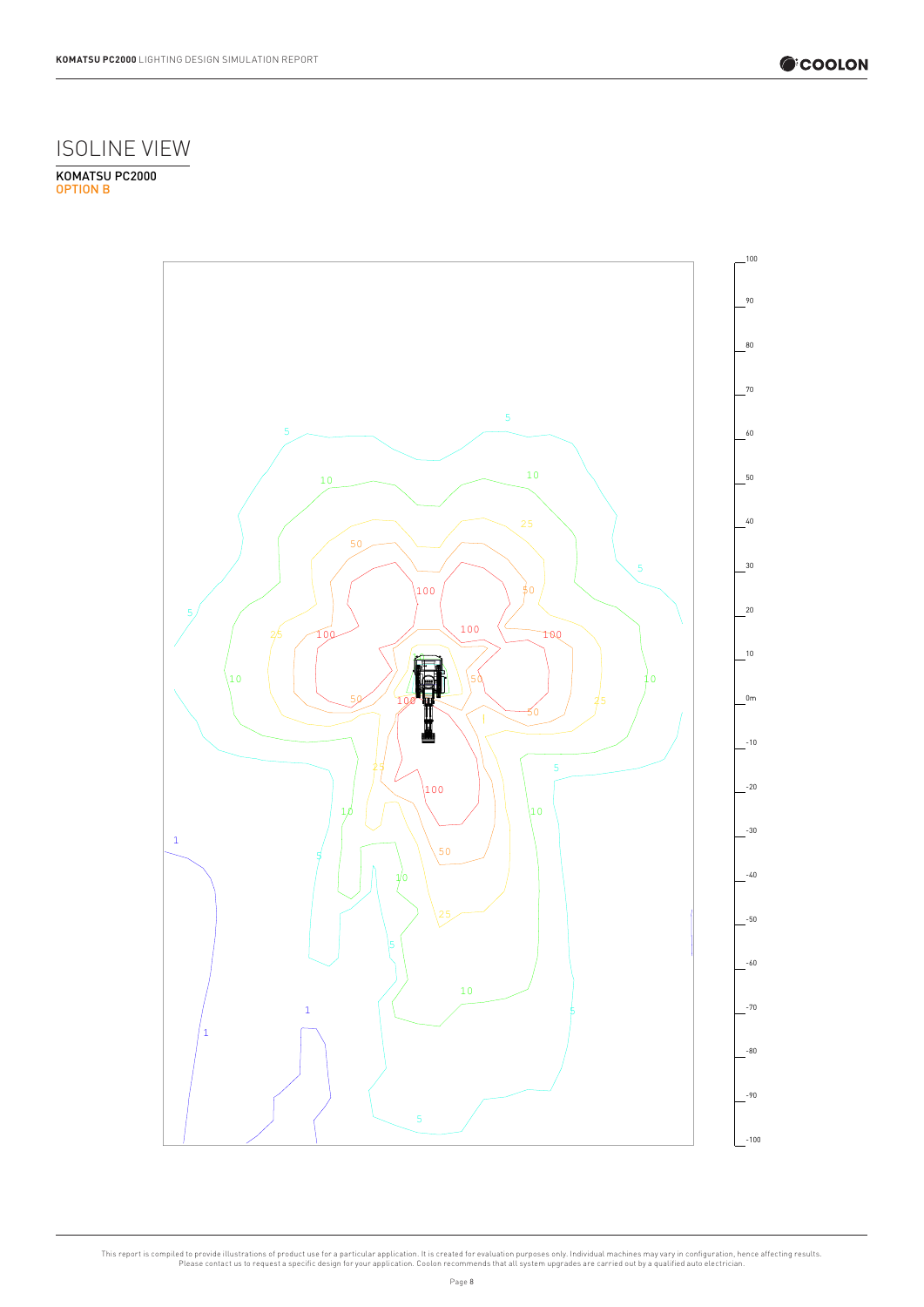# ISOLINE VIEW

KOMATSU PC2000
OPTION B

This report is compiled to provide illustrations of product use for a particular application. It is created for evaluation purposes only. Individual machines may vary in configuration, hence affecting results. Please contact us to request a specific design for your application. Coolon recommends that all system upgrades are carried out by a qualified auto electrician.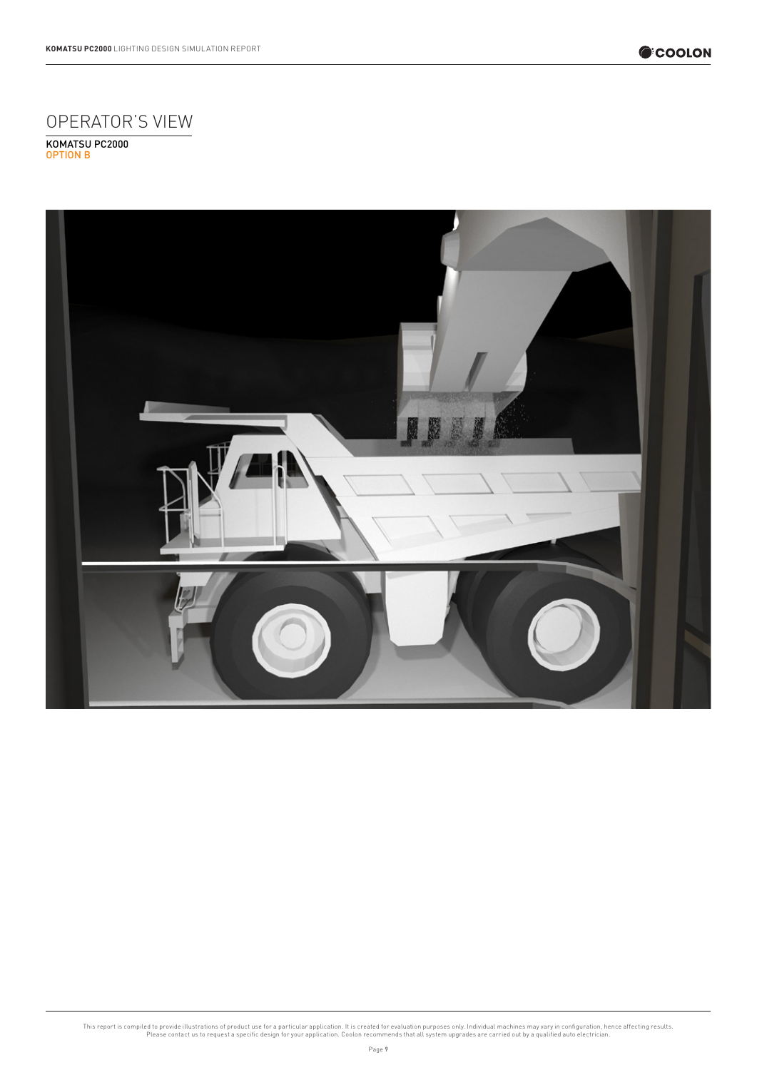# OPERATOR'S VIEW

KOMATSU PC2000
OPTION B

This report is compiled to provide illustrations of product use for a particular application. It is created for evaluation purposes only. Individual machines may vary in configuration, hence affecting results. Please contact us to request a specific design for your application. Coolon recommends that all system upgrades are carried out by a qualified auto electrician.